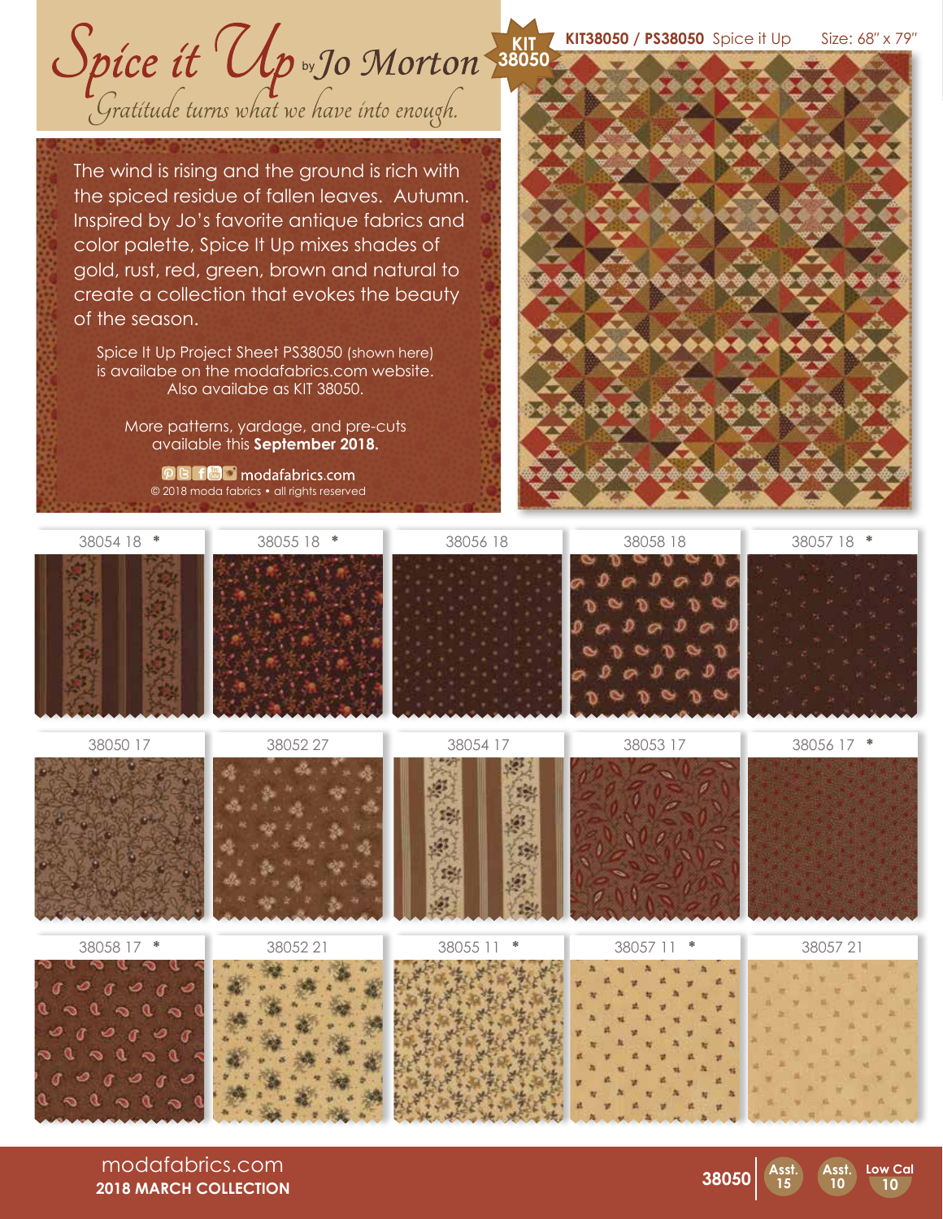# Spice it Up by Jo Morton

*Gratitude turns what we have into enough.*

KIT 38050

**KIT38050 / PS38050** Spice it Up Size: 68" x 79"

The wind is rising and the ground is rich with the spiced residue of fallen leaves. Autumn. Inspired by Jo's favorite antique fabrics and color palette, Spice It Up mixes shades of gold, rust, red, green, brown and natural to create a collection that evokes the beauty of the season.

Spice It Up Project Sheet PS38050 (shown here) is availabe on the modafabrics.com website. Also available as KIT 38050.

More patterns, yardage, and pre-cuts available this **September 2018.**

modafabrics.com

© 2018 moda fabrics • all rights reserved

38054 18 *

38055 18 *

38056 18

38058 18

38057 18 *

38050 17

38052 27

38054 17

38053 17

38056 17 *

38058 17 *

38052 21

38055 11 *

38057 11 *

38057 21

modafabrics.com

**2018 MARCH COLLECTION**

**38050** Asst. 15 Asst. 10 Low Cal 10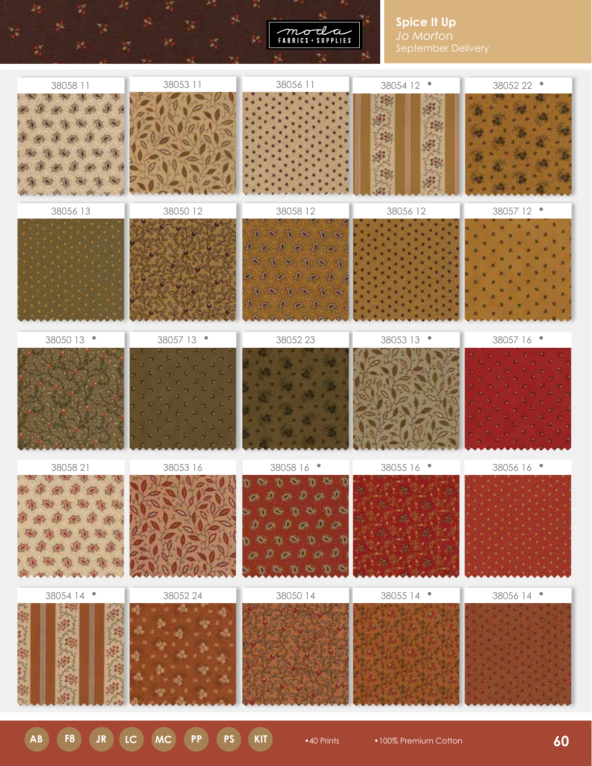## Spice It Up

*Jo Morton*

September Delivery

| | | | | |
|---|---|---|---|---|
| 38058 11 | 38053 11 | 38056 11 | 38054 12 * | 38052 22 * |
| 38056 13 | 38050 12 | 38058 12 | 38056 12 | 38057 12 * |
| 38050 13 * | 38057 13 * | 38052 23 | 38053 13 * | 38057 16 * |
| 38058 21 | 38053 16 | 38058 16 * | 38055 16 * | 38056 16 * |
| 38054 14 * | 38052 24 | 38050 14 | 38055 14 * | 38056 14 * |

AB F8 JR LC MC PP PS KIT

- 40 Prints
- 100% Premium Cotton